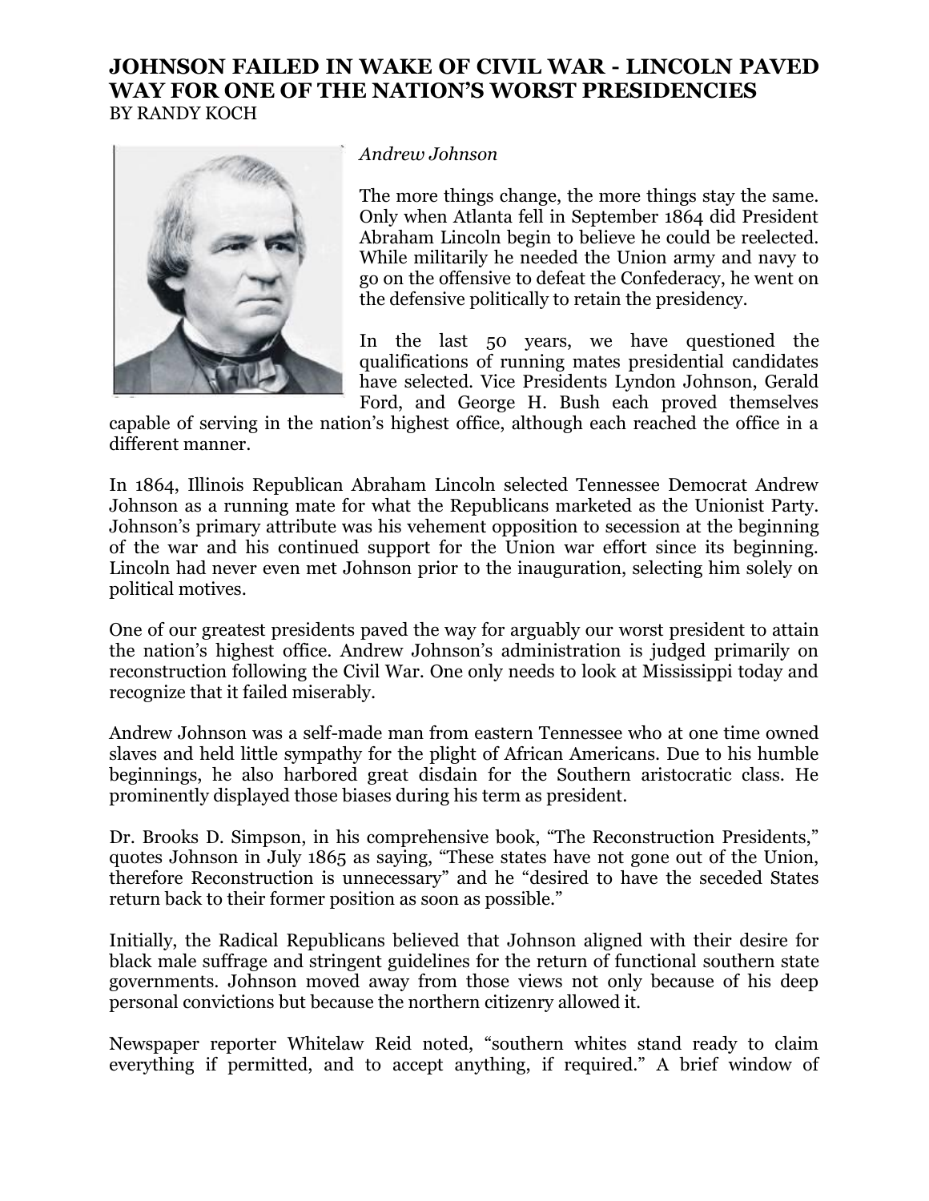# JOHNSON FAILED IN WAKE OF CIVIL WAR - LINCOLN PAVED WAY FOR ONE OF THE NATION'S WORST PRESIDENCIES

BY RANDY KOCH

*Andrew Johnson*

The more things change, the more things stay the same. Only when Atlanta fell in September 1864 did President Abraham Lincoln begin to believe he could be reelected. While militarily he needed the Union army and navy to go on the offensive to defeat the Confederacy, he went on the defensive politically to retain the presidency.

In the last 50 years, we have questioned the qualifications of running mates presidential candidates have selected. Vice Presidents Lyndon Johnson, Gerald Ford, and George H. Bush each proved themselves capable of serving in the nation's highest office, although each reached the office in a different manner.

In 1864, Illinois Republican Abraham Lincoln selected Tennessee Democrat Andrew Johnson as a running mate for what the Republicans marketed as the Unionist Party. Johnson's primary attribute was his vehement opposition to secession at the beginning of the war and his continued support for the Union war effort since its beginning. Lincoln had never even met Johnson prior to the inauguration, selecting him solely on political motives.

One of our greatest presidents paved the way for arguably our worst president to attain the nation's highest office. Andrew Johnson's administration is judged primarily on reconstruction following the Civil War. One only needs to look at Mississippi today and recognize that it failed miserably.

Andrew Johnson was a self-made man from eastern Tennessee who at one time owned slaves and held little sympathy for the plight of African Americans. Due to his humble beginnings, he also harbored great disdain for the Southern aristocratic class. He prominently displayed those biases during his term as president.

Dr. Brooks D. Simpson, in his comprehensive book, "The Reconstruction Presidents," quotes Johnson in July 1865 as saying, "These states have not gone out of the Union, therefore Reconstruction is unnecessary" and he "desired to have the seceded States return back to their former position as soon as possible."

Initially, the Radical Republicans believed that Johnson aligned with their desire for black male suffrage and stringent guidelines for the return of functional southern state governments. Johnson moved away from those views not only because of his deep personal convictions but because the northern citizenry allowed it.

Newspaper reporter Whitelaw Reid noted, "southern whites stand ready to claim everything if permitted, and to accept anything, if required." A brief window of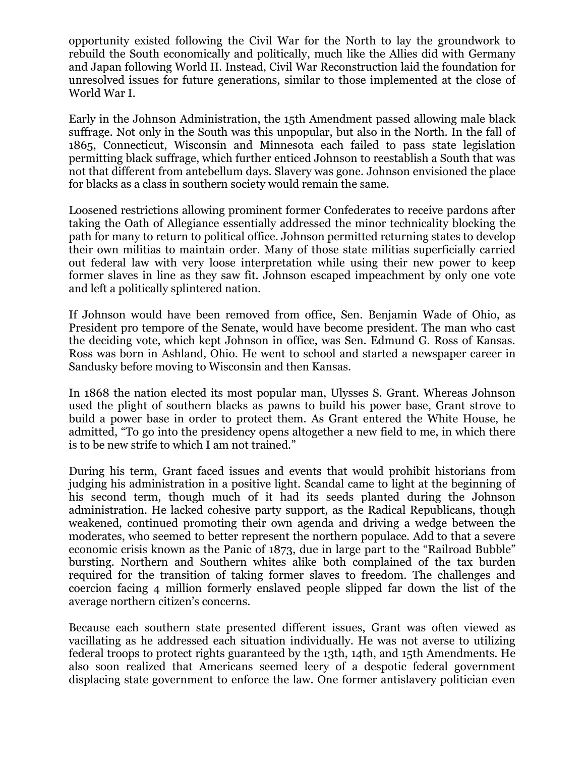opportunity existed following the Civil War for the North to lay the groundwork to rebuild the South economically and politically, much like the Allies did with Germany and Japan following World II. Instead, Civil War Reconstruction laid the foundation for unresolved issues for future generations, similar to those implemented at the close of World War I.

Early in the Johnson Administration, the 15th Amendment passed allowing male black suffrage. Not only in the South was this unpopular, but also in the North. In the fall of 1865, Connecticut, Wisconsin and Minnesota each failed to pass state legislation permitting black suffrage, which further enticed Johnson to reestablish a South that was not that different from antebellum days. Slavery was gone. Johnson envisioned the place for blacks as a class in southern society would remain the same.

Loosened restrictions allowing prominent former Confederates to receive pardons after taking the Oath of Allegiance essentially addressed the minor technicality blocking the path for many to return to political office. Johnson permitted returning states to develop their own militias to maintain order. Many of those state militias superficially carried out federal law with very loose interpretation while using their new power to keep former slaves in line as they saw fit. Johnson escaped impeachment by only one vote and left a politically splintered nation.

If Johnson would have been removed from office, Sen. Benjamin Wade of Ohio, as President pro tempore of the Senate, would have become president. The man who cast the deciding vote, which kept Johnson in office, was Sen. Edmund G. Ross of Kansas. Ross was born in Ashland, Ohio. He went to school and started a newspaper career in Sandusky before moving to Wisconsin and then Kansas.

In 1868 the nation elected its most popular man, Ulysses S. Grant. Whereas Johnson used the plight of southern blacks as pawns to build his power base, Grant strove to build a power base in order to protect them. As Grant entered the White House, he admitted, "To go into the presidency opens altogether a new field to me, in which there is to be new strife to which I am not trained."

During his term, Grant faced issues and events that would prohibit historians from judging his administration in a positive light. Scandal came to light at the beginning of his second term, though much of it had its seeds planted during the Johnson administration. He lacked cohesive party support, as the Radical Republicans, though weakened, continued promoting their own agenda and driving a wedge between the moderates, who seemed to better represent the northern populace. Add to that a severe economic crisis known as the Panic of 1873, due in large part to the "Railroad Bubble" bursting. Northern and Southern whites alike both complained of the tax burden required for the transition of taking former slaves to freedom. The challenges and coercion facing 4 million formerly enslaved people slipped far down the list of the average northern citizen's concerns.

Because each southern state presented different issues, Grant was often viewed as vacillating as he addressed each situation individually. He was not averse to utilizing federal troops to protect rights guaranteed by the 13th, 14th, and 15th Amendments. He also soon realized that Americans seemed leery of a despotic federal government displacing state government to enforce the law. One former antislavery politician even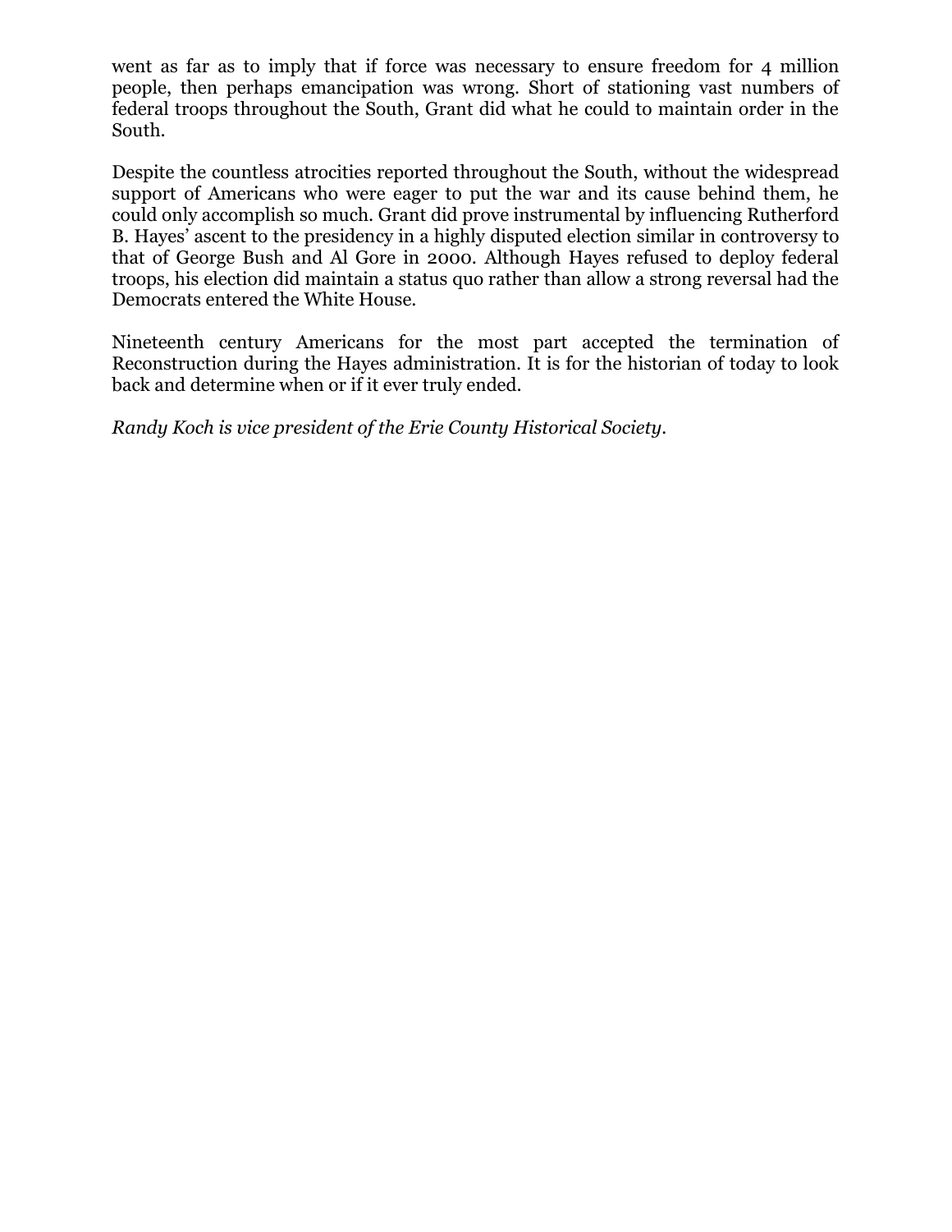went as far as to imply that if force was necessary to ensure freedom for 4 million people, then perhaps emancipation was wrong. Short of stationing vast numbers of federal troops throughout the South, Grant did what he could to maintain order in the South.

Despite the countless atrocities reported throughout the South, without the widespread support of Americans who were eager to put the war and its cause behind them, he could only accomplish so much. Grant did prove instrumental by influencing Rutherford B. Hayes' ascent to the presidency in a highly disputed election similar in controversy to that of George Bush and Al Gore in 2000. Although Hayes refused to deploy federal troops, his election did maintain a status quo rather than allow a strong reversal had the Democrats entered the White House.

Nineteenth century Americans for the most part accepted the termination of Reconstruction during the Hayes administration. It is for the historian of today to look back and determine when or if it ever truly ended.

*Randy Koch is vice president of the Erie County Historical Society.*